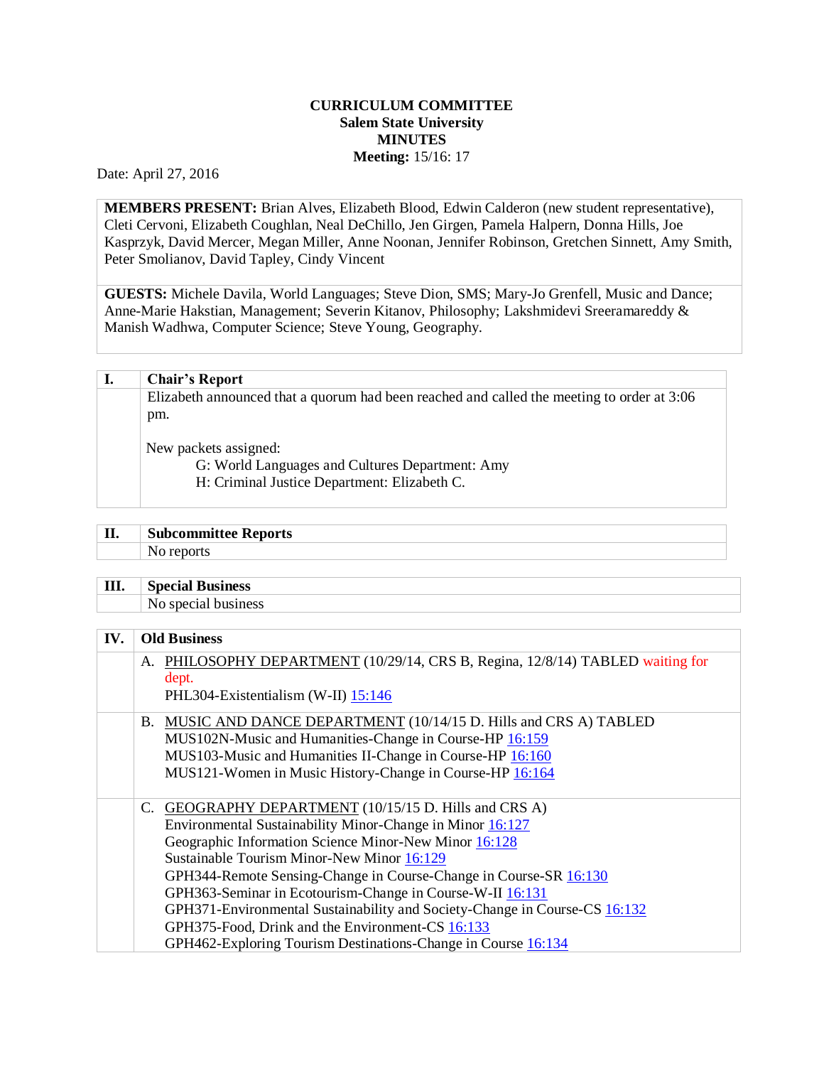**CURRICULUM COMMITTEE**
**Salem State University**
**MINUTES**
**Meeting:** 15/16: 17

Date: April 27, 2016

**MEMBERS PRESENT:** Brian Alves, Elizabeth Blood, Edwin Calderon (new student representative), Cleti Cervoni, Elizabeth Coughlan, Neal DeChillo, Jen Girgen, Pamela Halpern, Donna Hills, Joe Kasprzyk, David Mercer, Megan Miller, Anne Noonan, Jennifer Robinson, Gretchen Sinnett, Amy Smith, Peter Smolianov, David Tapley, Cindy Vincent

**GUESTS:** Michele Davila, World Languages; Steve Dion, SMS; Mary-Jo Grenfell, Music and Dance; Anne-Marie Hakstian, Management; Severin Kitanov, Philosophy; Lakshmidevi Sreeramareddy & Manish Wadhwa, Computer Science; Steve Young, Geography.

## I. Chair's Report

Elizabeth announced that a quorum had been reached and called the meeting to order at 3:06 pm.

New packets assigned:

- G: World Languages and Cultures Department: Amy
- H: Criminal Justice Department: Elizabeth C.

## II. Subcommittee Reports

No reports

## III. Special Business

No special business

## IV. Old Business

A. PHILOSOPHY DEPARTMENT (10/29/14, CRS B, Regina, 12/8/14) TABLED waiting for dept.
PHL304-Existentialism (W-II) 15:146

B. MUSIC AND DANCE DEPARTMENT (10/14/15 D. Hills and CRS A) TABLED
MUS102N-Music and Humanities-Change in Course-HP 16:159
MUS103-Music and Humanities II-Change in Course-HP 16:160
MUS121-Women in Music History-Change in Course-HP 16:164

C. GEOGRAPHY DEPARTMENT (10/15/15 D. Hills and CRS A)
Environmental Sustainability Minor-Change in Minor 16:127
Geographic Information Science Minor-New Minor 16:128
Sustainable Tourism Minor-New Minor 16:129
GPH344-Remote Sensing-Change in Course-Change in Course-SR 16:130
GPH363-Seminar in Ecotourism-Change in Course-W-II 16:131
GPH371-Environmental Sustainability and Society-Change in Course-CS 16:132
GPH375-Food, Drink and the Environment-CS 16:133
GPH462-Exploring Tourism Destinations-Change in Course 16:134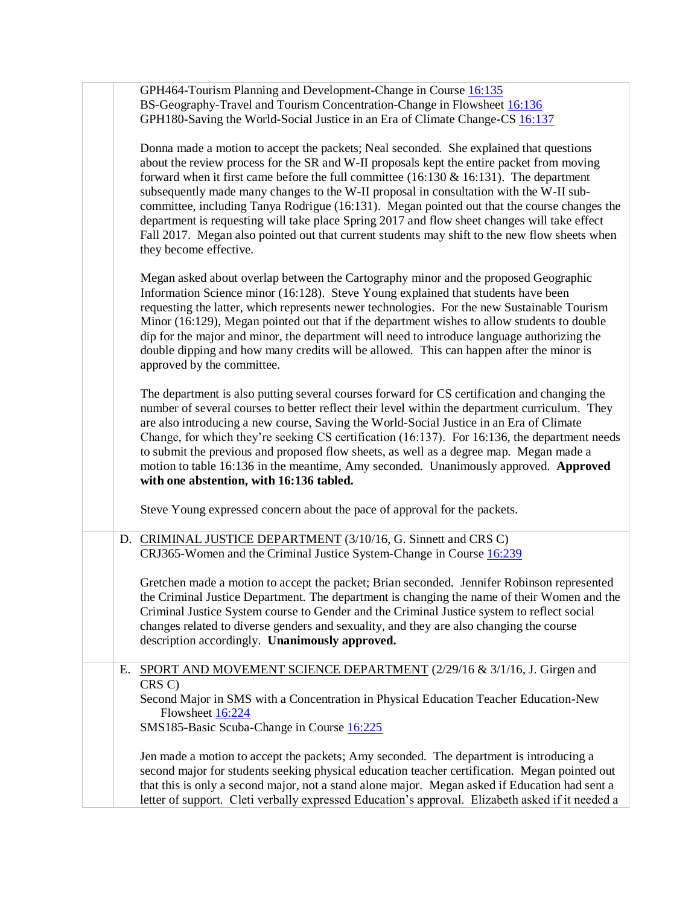GPH464-Tourism Planning and Development-Change in Course 16:135
BS-Geography-Travel and Tourism Concentration-Change in Flowsheet 16:136
GPH180-Saving the World-Social Justice in an Era of Climate Change-CS 16:137

Donna made a motion to accept the packets; Neal seconded. She explained that questions about the review process for the SR and W-II proposals kept the entire packet from moving forward when it first came before the full committee (16:130 & 16:131). The department subsequently made many changes to the W-II proposal in consultation with the W-II sub-committee, including Tanya Rodrigue (16:131). Megan pointed out that the course changes the department is requesting will take place Spring 2017 and flow sheet changes will take effect Fall 2017. Megan also pointed out that current students may shift to the new flow sheets when they become effective.

Megan asked about overlap between the Cartography minor and the proposed Geographic Information Science minor (16:128). Steve Young explained that students have been requesting the latter, which represents newer technologies. For the new Sustainable Tourism Minor (16:129), Megan pointed out that if the department wishes to allow students to double dip for the major and minor, the department will need to introduce language authorizing the double dipping and how many credits will be allowed. This can happen after the minor is approved by the committee.

The department is also putting several courses forward for CS certification and changing the number of several courses to better reflect their level within the department curriculum. They are also introducing a new course, Saving the World-Social Justice in an Era of Climate Change, for which they're seeking CS certification (16:137). For 16:136, the department needs to submit the previous and proposed flow sheets, as well as a degree map. Megan made a motion to table 16:136 in the meantime, Amy seconded. Unanimously approved. **Approved with one abstention, with 16:136 tabled.**

Steve Young expressed concern about the pace of approval for the packets.

D. CRIMINAL JUSTICE DEPARTMENT (3/10/16, G. Sinnett and CRS C)
CRJ365-Women and the Criminal Justice System-Change in Course 16:239

Gretchen made a motion to accept the packet; Brian seconded. Jennifer Robinson represented the Criminal Justice Department. The department is changing the name of their Women and the Criminal Justice System course to Gender and the Criminal Justice system to reflect social changes related to diverse genders and sexuality, and they are also changing the course description accordingly. **Unanimously approved.**

E. SPORT AND MOVEMENT SCIENCE DEPARTMENT (2/29/16 & 3/1/16, J. Girgen and CRS C)
Second Major in SMS with a Concentration in Physical Education Teacher Education-New Flowsheet 16:224
SMS185-Basic Scuba-Change in Course 16:225

Jen made a motion to accept the packets; Amy seconded. The department is introducing a second major for students seeking physical education teacher certification. Megan pointed out that this is only a second major, not a stand alone major. Megan asked if Education had sent a letter of support. Cleti verbally expressed Education's approval. Elizabeth asked if it needed a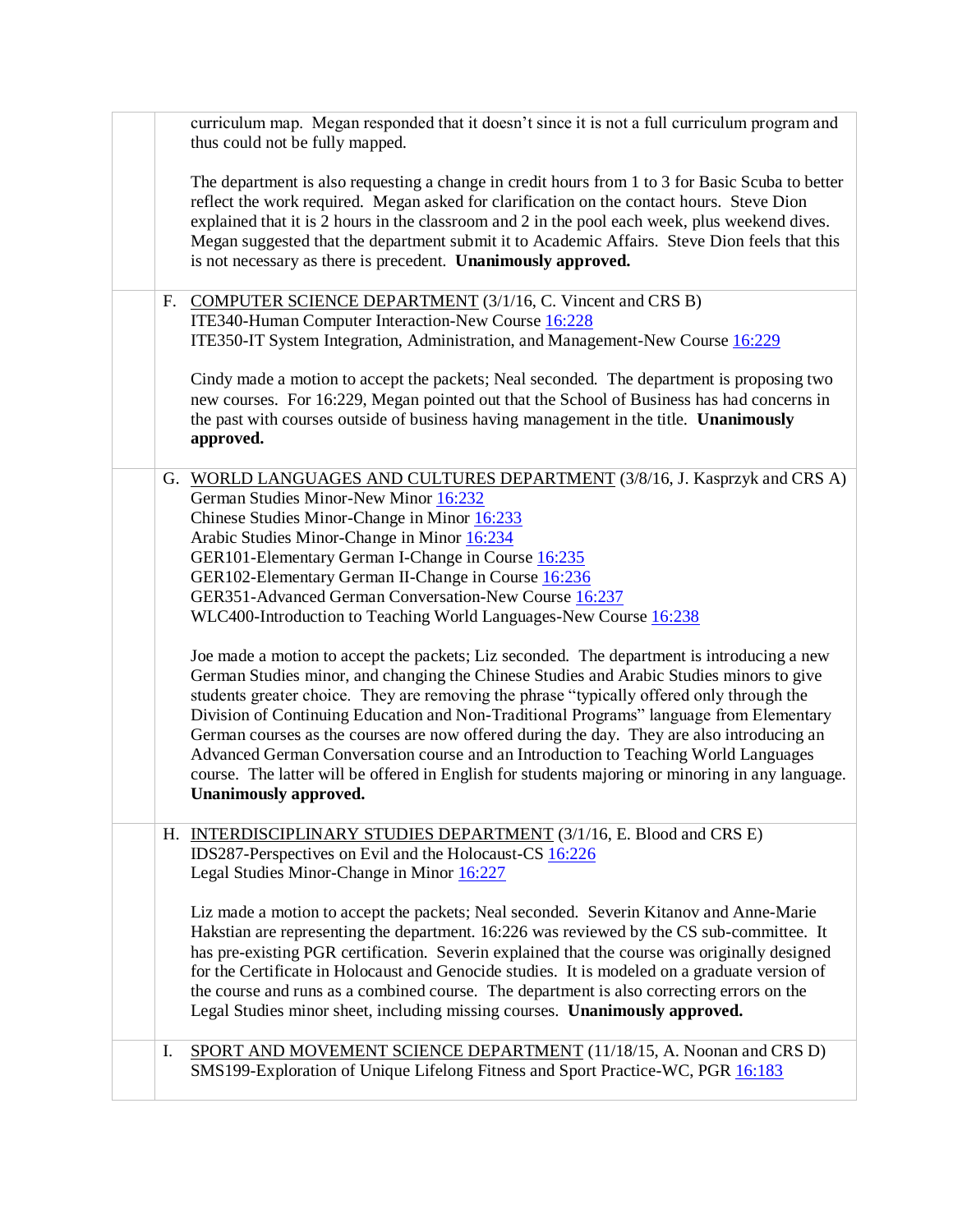curriculum map. Megan responded that it doesn't since it is not a full curriculum program and thus could not be fully mapped.

The department is also requesting a change in credit hours from 1 to 3 for Basic Scuba to better reflect the work required. Megan asked for clarification on the contact hours. Steve Dion explained that it is 2 hours in the classroom and 2 in the pool each week, plus weekend dives. Megan suggested that the department submit it to Academic Affairs. Steve Dion feels that this is not necessary as there is precedent. **Unanimously approved.**

F. COMPUTER SCIENCE DEPARTMENT (3/1/16, C. Vincent and CRS B)
ITE340-Human Computer Interaction-New Course 16:228
ITE350-IT System Integration, Administration, and Management-New Course 16:229

Cindy made a motion to accept the packets; Neal seconded. The department is proposing two new courses. For 16:229, Megan pointed out that the School of Business has had concerns in the past with courses outside of business having management in the title. **Unanimously approved.**

G. WORLD LANGUAGES AND CULTURES DEPARTMENT (3/8/16, J. Kasprzyk and CRS A)
German Studies Minor-New Minor 16:232
Chinese Studies Minor-Change in Minor 16:233
Arabic Studies Minor-Change in Minor 16:234
GER101-Elementary German I-Change in Course 16:235
GER102-Elementary German II-Change in Course 16:236
GER351-Advanced German Conversation-New Course 16:237
WLC400-Introduction to Teaching World Languages-New Course 16:238

Joe made a motion to accept the packets; Liz seconded. The department is introducing a new German Studies minor, and changing the Chinese Studies and Arabic Studies minors to give students greater choice. They are removing the phrase "typically offered only through the Division of Continuing Education and Non-Traditional Programs" language from Elementary German courses as the courses are now offered during the day. They are also introducing an Advanced German Conversation course and an Introduction to Teaching World Languages course. The latter will be offered in English for students majoring or minoring in any language. **Unanimously approved.**

H. INTERDISCIPLINARY STUDIES DEPARTMENT (3/1/16, E. Blood and CRS E)
IDS287-Perspectives on Evil and the Holocaust-CS 16:226
Legal Studies Minor-Change in Minor 16:227

Liz made a motion to accept the packets; Neal seconded. Severin Kitanov and Anne-Marie Hakstian are representing the department. 16:226 was reviewed by the CS sub-committee. It has pre-existing PGR certification. Severin explained that the course was originally designed for the Certificate in Holocaust and Genocide studies. It is modeled on a graduate version of the course and runs as a combined course. The department is also correcting errors on the Legal Studies minor sheet, including missing courses. **Unanimously approved.**

I. SPORT AND MOVEMENT SCIENCE DEPARTMENT (11/18/15, A. Noonan and CRS D)
SMS199-Exploration of Unique Lifelong Fitness and Sport Practice-WC, PGR 16:183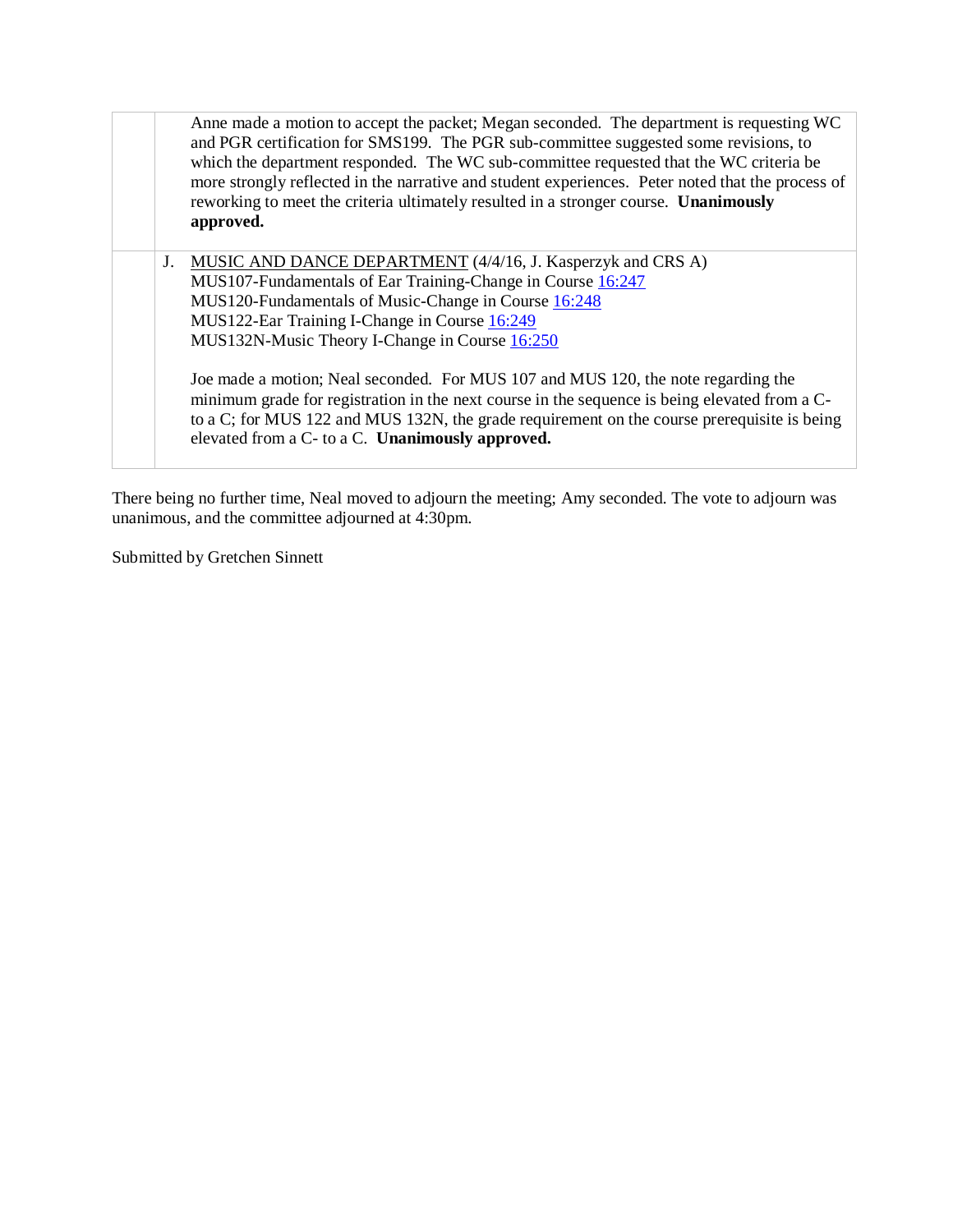| | |
|---|---|
| | Anne made a motion to accept the packet; Megan seconded. The department is requesting WC and PGR certification for SMS199. The PGR sub-committee suggested some revisions, to which the department responded. The WC sub-committee requested that the WC criteria be more strongly reflected in the narrative and student experiences. Peter noted that the process of reworking to meet the criteria ultimately resulted in a stronger course. **Unanimously approved.** |
| | J. MUSIC AND DANCE DEPARTMENT (4/4/16, J. Kasperzyk and CRS A)<br>MUS107-Fundamentals of Ear Training-Change in Course 16:247<br>MUS120-Fundamentals of Music-Change in Course 16:248<br>MUS122-Ear Training I-Change in Course 16:249<br>MUS132N-Music Theory I-Change in Course 16:250<br><br>Joe made a motion; Neal seconded. For MUS 107 and MUS 120, the note regarding the minimum grade for registration in the next course in the sequence is being elevated from a C- to a C; for MUS 122 and MUS 132N, the grade requirement on the course prerequisite is being elevated from a C- to a C. **Unanimously approved.** |

There being no further time, Neal moved to adjourn the meeting; Amy seconded. The vote to adjourn was unanimous, and the committee adjourned at 4:30pm.

Submitted by Gretchen Sinnett